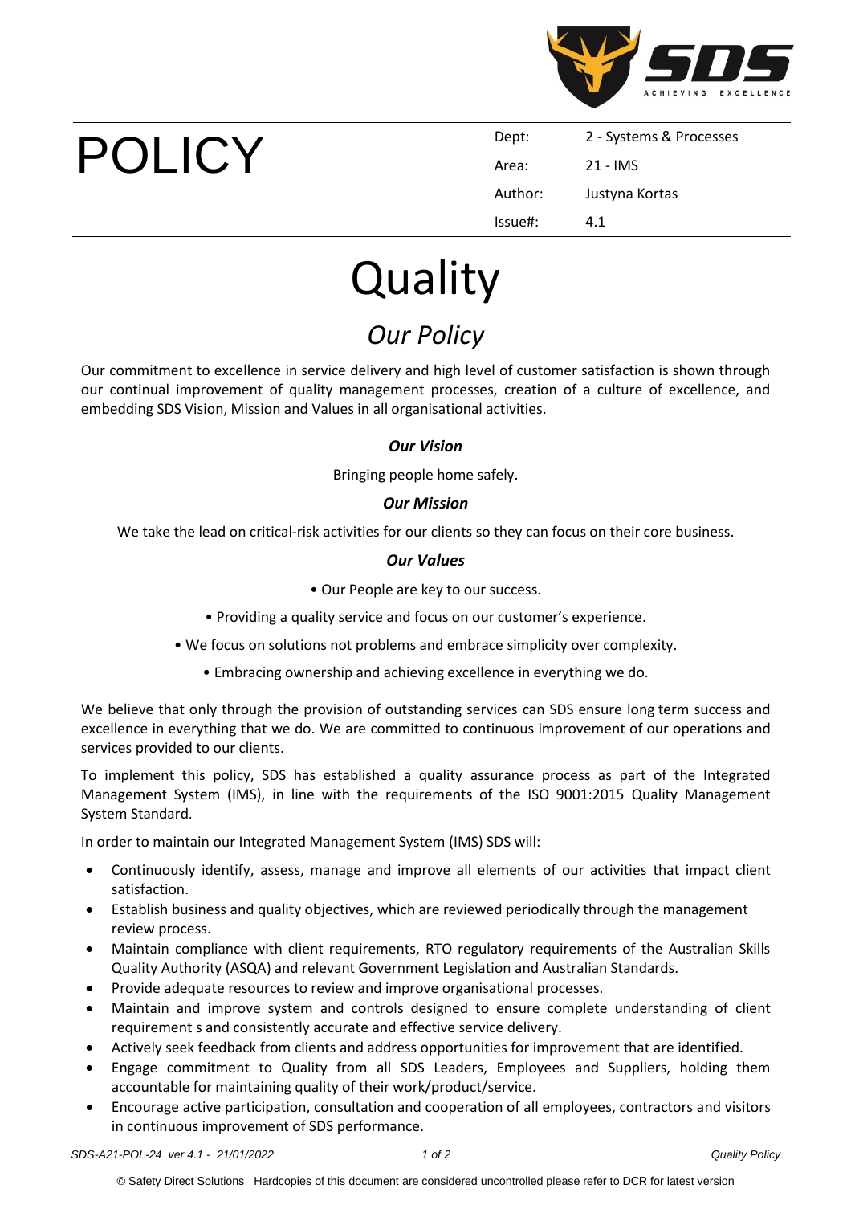# POLICY

| | |
|---|---|
| Dept: | 2 - Systems & Processes |
| Area: | 21 - IMS |
| Author: | Justyna Kortas |
| Issue#: | 4.1 |

# Quality

## *Our Policy*

Our commitment to excellence in service delivery and high level of customer satisfaction is shown through our continual improvement of quality management processes, creation of a culture of excellence, and embedding SDS Vision, Mission and Values in all organisational activities.

### ***Our Vision***

Bringing people home safely.

### ***Our Mission***

We take the lead on critical-risk activities for our clients so they can focus on their core business.

### ***Our Values***

• Our People are key to our success.

• Providing a quality service and focus on our customer's experience.

• We focus on solutions not problems and embrace simplicity over complexity.

• Embracing ownership and achieving excellence in everything we do.

We believe that only through the provision of outstanding services can SDS ensure long term success and excellence in everything that we do. We are committed to continuous improvement of our operations and services provided to our clients.

To implement this policy, SDS has established a quality assurance process as part of the Integrated Management System (IMS), in line with the requirements of the ISO 9001:2015 Quality Management System Standard.

In order to maintain our Integrated Management System (IMS) SDS will:

- Continuously identify, assess, manage and improve all elements of our activities that impact client satisfaction.
- Establish business and quality objectives, which are reviewed periodically through the management review process.
- Maintain compliance with client requirements, RTO regulatory requirements of the Australian Skills Quality Authority (ASQA) and relevant Government Legislation and Australian Standards.
- Provide adequate resources to review and improve organisational processes.
- Maintain and improve system and controls designed to ensure complete understanding of client requirement s and consistently accurate and effective service delivery.
- Actively seek feedback from clients and address opportunities for improvement that are identified.
- Engage commitment to Quality from all SDS Leaders, Employees and Suppliers, holding them accountable for maintaining quality of their work/product/service.
- Encourage active participation, consultation and cooperation of all employees, contractors and visitors in continuous improvement of SDS performance.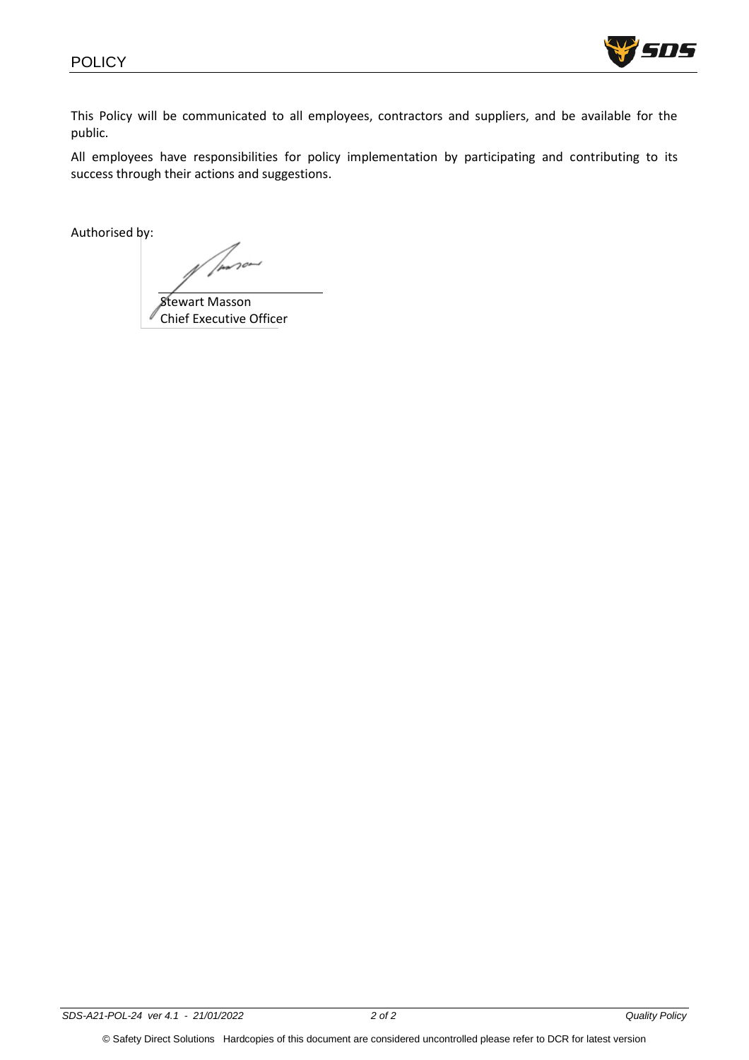This Policy will be communicated to all employees, contractors and suppliers, and be available for the public.

All employees have responsibilities for policy implementation by participating and contributing to its success through their actions and suggestions.

Authorised by:

Stewart Masson
Chief Executive Officer